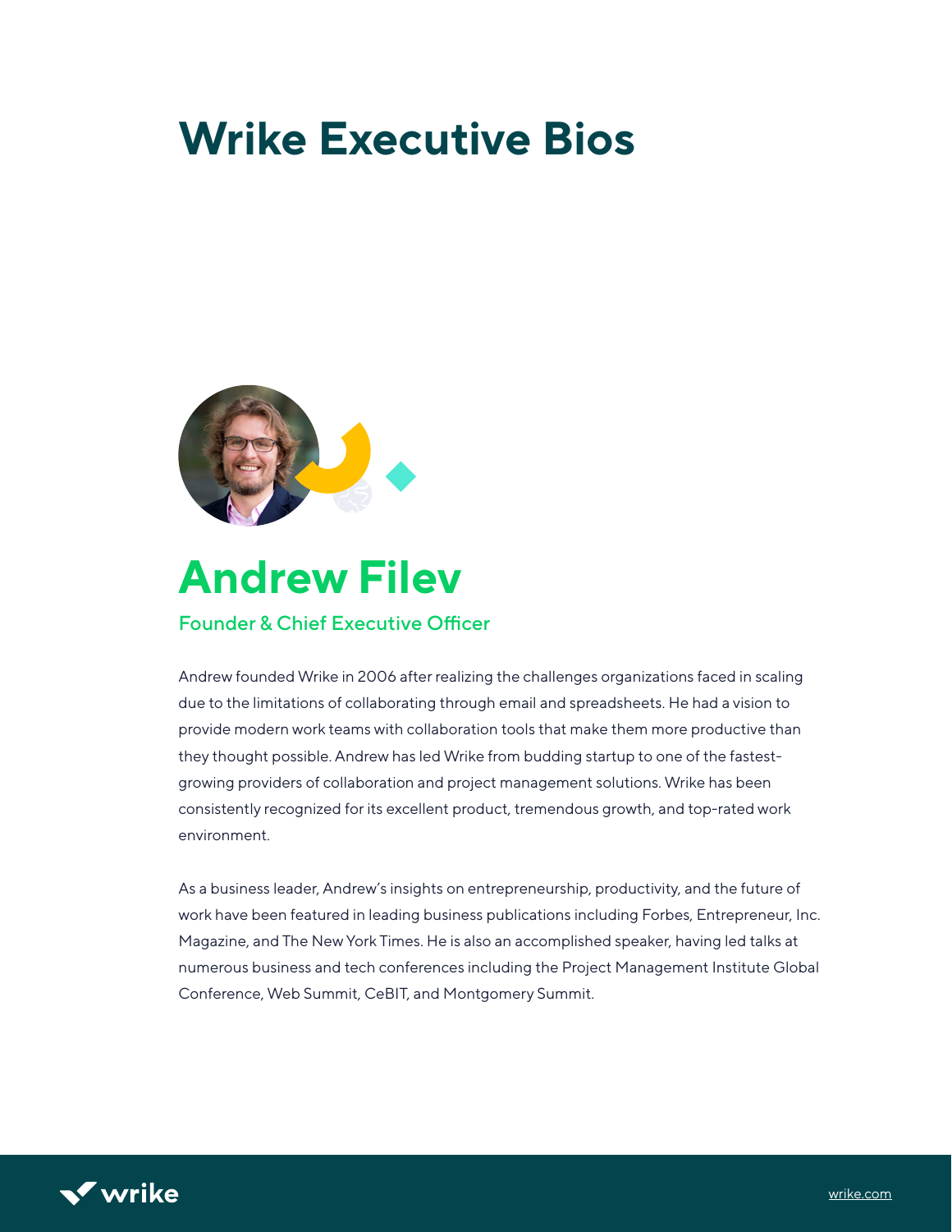# Wrike Executive Bios

## Andrew Filev

### Founder & Chief Executive Officer

Andrew founded Wrike in 2006 after realizing the challenges organizations faced in scaling due to the limitations of collaborating through email and spreadsheets. He had a vision to provide modern work teams with collaboration tools that make them more productive than they thought possible. Andrew has led Wrike from budding startup to one of the fastest-growing providers of collaboration and project management solutions. Wrike has been consistently recognized for its excellent product, tremendous growth, and top-rated work environment.

As a business leader, Andrew's insights on entrepreneurship, productivity, and the future of work have been featured in leading business publications including Forbes, Entrepreneur, Inc. Magazine, and The New York Times. He is also an accomplished speaker, having led talks at numerous business and tech conferences including the Project Management Institute Global Conference, Web Summit, CeBIT, and Montgomery Summit.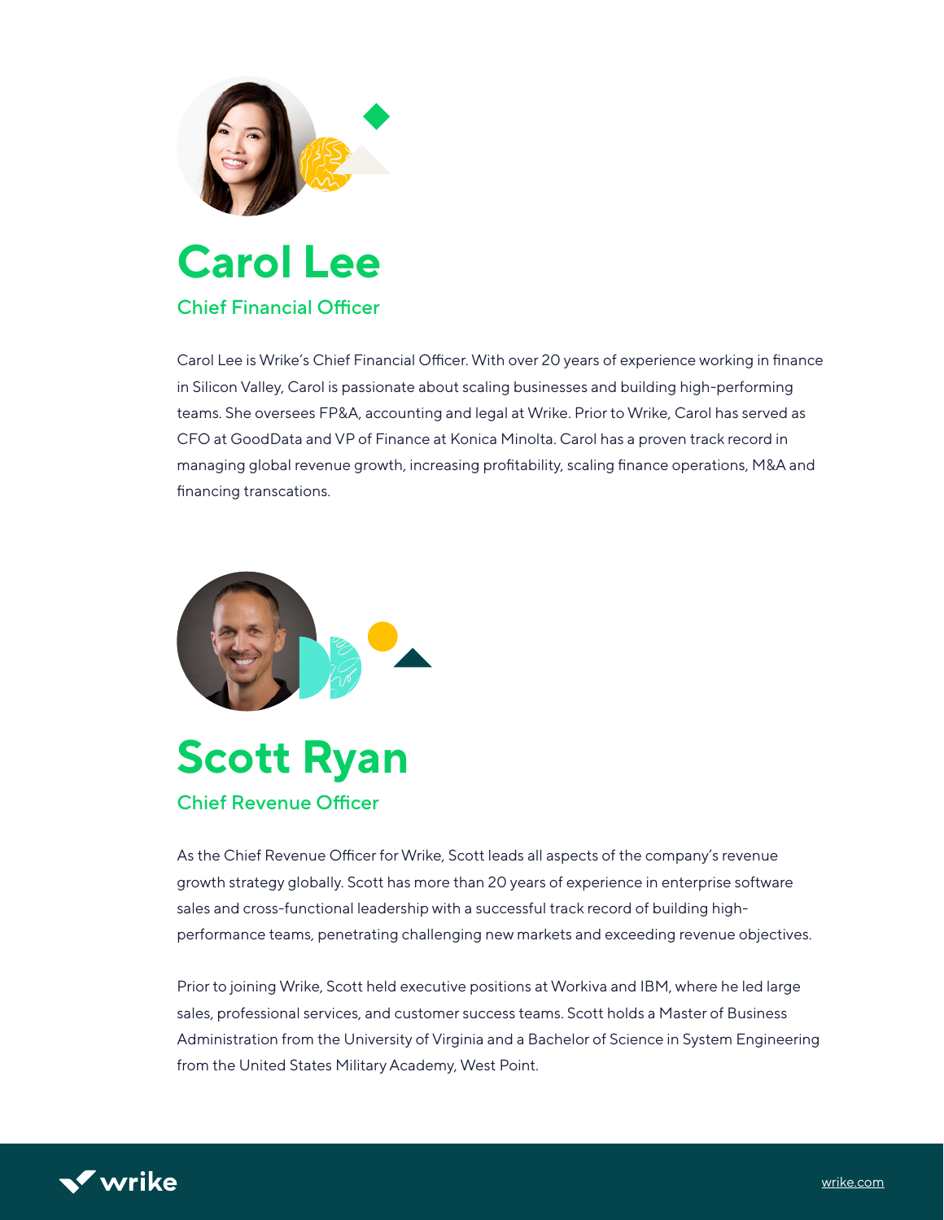## Carol Lee

### Chief Financial Officer

Carol Lee is Wrike's Chief Financial Officer. With over 20 years of experience working in finance in Silicon Valley, Carol is passionate about scaling businesses and building high-performing teams. She oversees FP&A, accounting and legal at Wrike. Prior to Wrike, Carol has served as CFO at GoodData and VP of Finance at Konica Minolta. Carol has a proven track record in managing global revenue growth, increasing profitability, scaling finance operations, M&A and financing transcations.

## Scott Ryan

### Chief Revenue Officer

As the Chief Revenue Officer for Wrike, Scott leads all aspects of the company's revenue growth strategy globally. Scott has more than 20 years of experience in enterprise software sales and cross-functional leadership with a successful track record of building high-performance teams, penetrating challenging new markets and exceeding revenue objectives.

Prior to joining Wrike, Scott held executive positions at Workiva and IBM, where he led large sales, professional services, and customer success teams. Scott holds a Master of Business Administration from the University of Virginia and a Bachelor of Science in System Engineering from the United States Military Academy, West Point.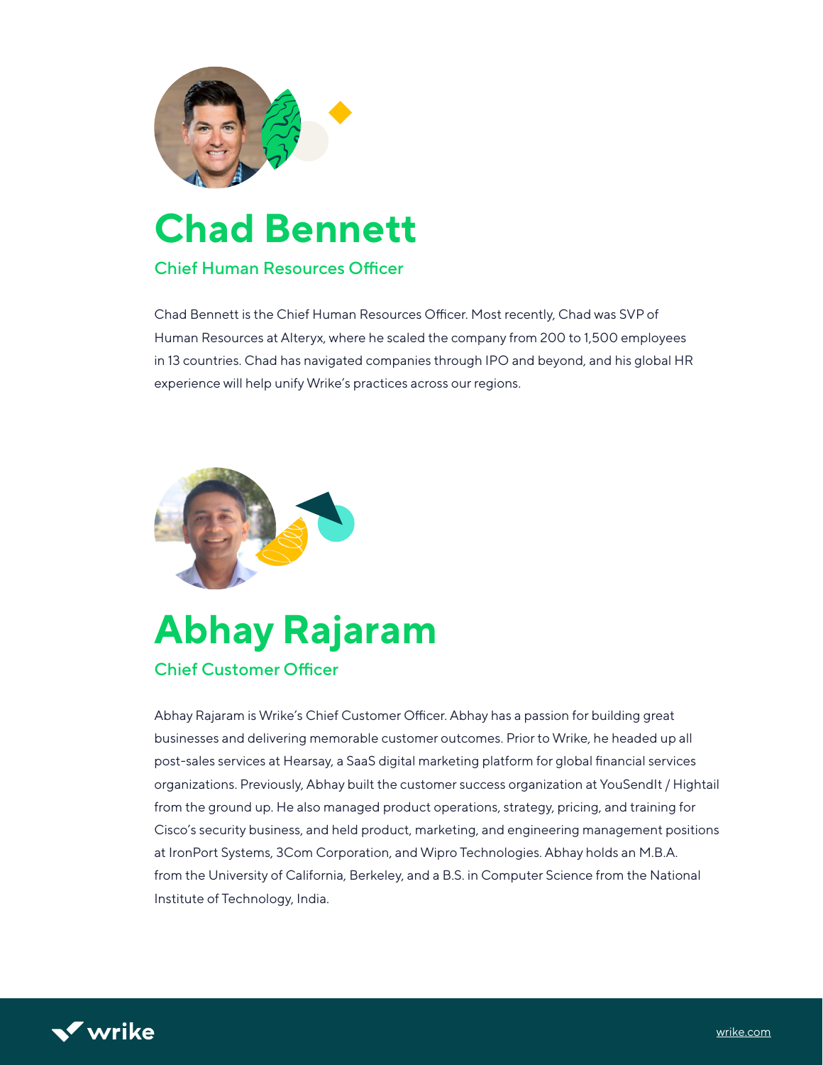# Chad Bennett

### Chief Human Resources Officer

Chad Bennett is the Chief Human Resources Officer. Most recently, Chad was SVP of Human Resources at Alteryx, where he scaled the company from 200 to 1,500 employees in 13 countries. Chad has navigated companies through IPO and beyond, and his global HR experience will help unify Wrike's practices across our regions.

# Abhay Rajaram

### Chief Customer Officer

Abhay Rajaram is Wrike's Chief Customer Officer. Abhay has a passion for building great businesses and delivering memorable customer outcomes. Prior to Wrike, he headed up all post-sales services at Hearsay, a SaaS digital marketing platform for global financial services organizations. Previously, Abhay built the customer success organization at YouSendIt / Hightail from the ground up. He also managed product operations, strategy, pricing, and training for Cisco's security business, and held product, marketing, and engineering management positions at IronPort Systems, 3Com Corporation, and Wipro Technologies. Abhay holds an M.B.A. from the University of California, Berkeley, and a B.S. in Computer Science from the National Institute of Technology, India.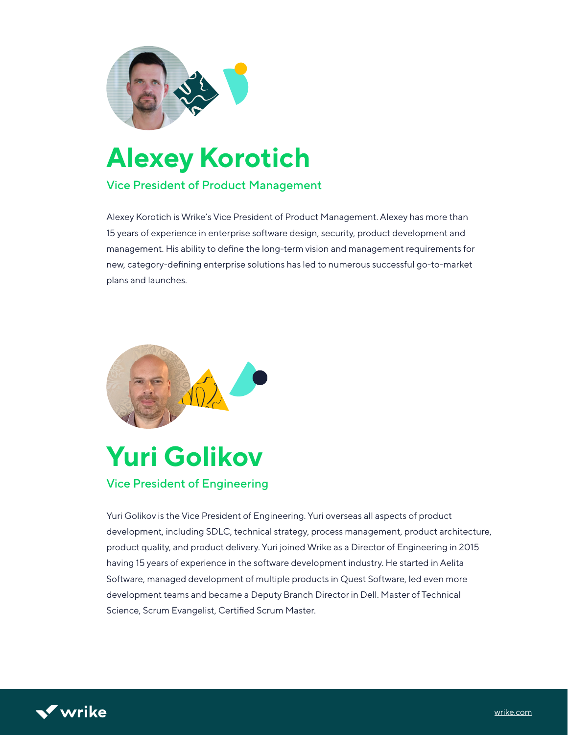## Alexey Korotich

### Vice President of Product Management

Alexey Korotich is Wrike's Vice President of Product Management. Alexey has more than 15 years of experience in enterprise software design, security, product development and management. His ability to define the long-term vision and management requirements for new, category-defining enterprise solutions has led to numerous successful go-to-market plans and launches.

## Yuri Golikov

### Vice President of Engineering

Yuri Golikov is the Vice President of Engineering. Yuri overseas all aspects of product development, including SDLC, technical strategy, process management, product architecture, product quality, and product delivery. Yuri joined Wrike as a Director of Engineering in 2015 having 15 years of experience in the software development industry. He started in Aelita Software, managed development of multiple products in Quest Software, led even more development teams and became a Deputy Branch Director in Dell. Master of Technical Science, Scrum Evangelist, Certified Scrum Master.